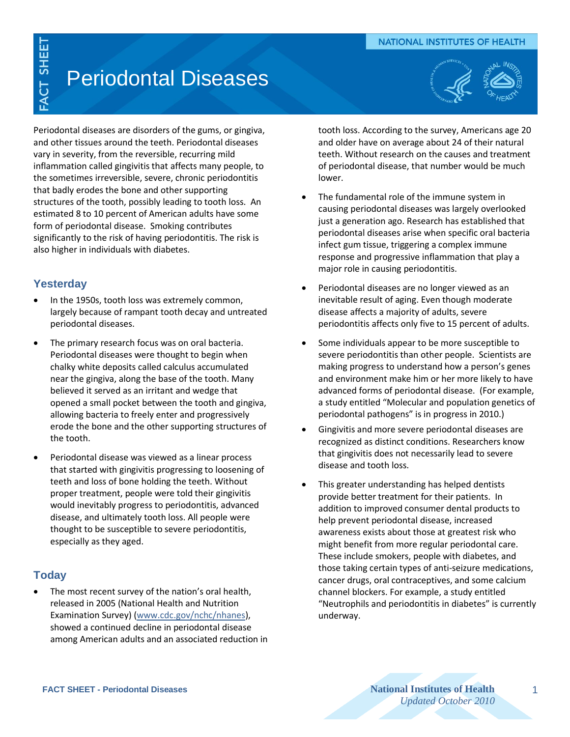# Periodontal Diseases

Periodontal diseases are disorders of the gums, or gingiva, and other tissues around the teeth. Periodontal diseases vary in severity, from the reversible, recurring mild inflammation called gingivitis that affects many people, to the sometimes irreversible, severe, chronic periodontitis that badly erodes the bone and other supporting structures of the tooth, possibly leading to tooth loss. An estimated 8 to 10 percent of American adults have some form of periodontal disease. Smoking contributes significantly to the risk of having periodontitis. The risk is also higher in individuals with diabetes.

## Yesterday

- In the 1950s, tooth loss was extremely common, largely because of rampant tooth decay and untreated periodontal diseases.
- The primary research focus was on oral bacteria. Periodontal diseases were thought to begin when chalky white deposits called calculus accumulated near the gingiva, along the base of the tooth. Many believed it served as an irritant and wedge that opened a small pocket between the tooth and gingiva, allowing bacteria to freely enter and progressively erode the bone and the other supporting structures of the tooth.
- Periodontal disease was viewed as a linear process that started with gingivitis progressing to loosening of teeth and loss of bone holding the teeth. Without proper treatment, people were told their gingivitis would inevitably progress to periodontitis, advanced disease, and ultimately tooth loss. All people were thought to be susceptible to severe periodontitis, especially as they aged.

## Today

- The most recent survey of the nation's oral health, released in 2005 (National Health and Nutrition Examination Survey) (www.cdc.gov/nchc/nhanes), showed a continued decline in periodontal disease among American adults and an associated reduction in tooth loss. According to the survey, Americans age 20 and older have on average about 24 of their natural teeth. Without research on the causes and treatment of periodontal disease, that number would be much lower.
- The fundamental role of the immune system in causing periodontal diseases was largely overlooked just a generation ago. Research has established that periodontal diseases arise when specific oral bacteria infect gum tissue, triggering a complex immune response and progressive inflammation that play a major role in causing periodontitis.
- Periodontal diseases are no longer viewed as an inevitable result of aging. Even though moderate disease affects a majority of adults, severe periodontitis affects only five to 15 percent of adults.
- Some individuals appear to be more susceptible to severe periodontitis than other people. Scientists are making progress to understand how a person's genes and environment make him or her more likely to have advanced forms of periodontal disease. (For example, a study entitled "Molecular and population genetics of periodontal pathogens" is in progress in 2010.)
- Gingivitis and more severe periodontal diseases are recognized as distinct conditions. Researchers know that gingivitis does not necessarily lead to severe disease and tooth loss.
- This greater understanding has helped dentists provide better treatment for their patients. In addition to improved consumer dental products to help prevent periodontal disease, increased awareness exists about those at greatest risk who might benefit from more regular periodontal care. These include smokers, people with diabetes, and those taking certain types of anti-seizure medications, cancer drugs, oral contraceptives, and some calcium channel blockers. For example, a study entitled "Neutrophils and periodontitis in diabetes" is currently underway.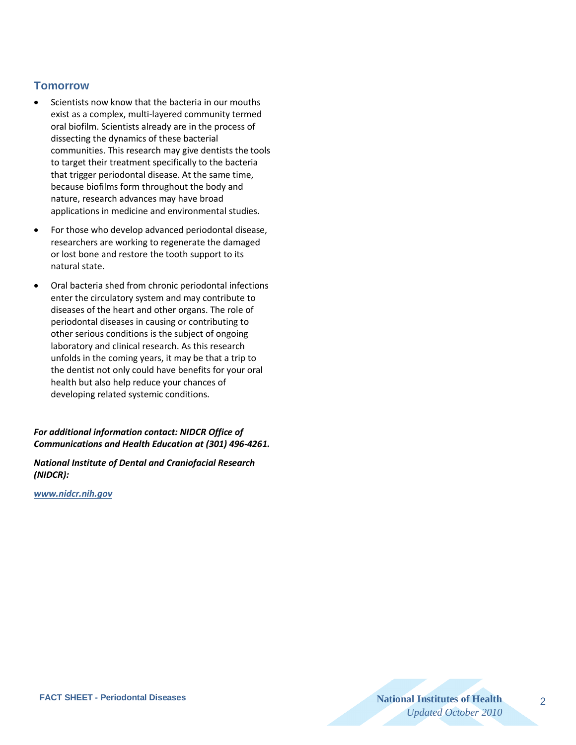## Tomorrow

- Scientists now know that the bacteria in our mouths exist as a complex, multi-layered community termed oral biofilm. Scientists already are in the process of dissecting the dynamics of these bacterial communities. This research may give dentists the tools to target their treatment specifically to the bacteria that trigger periodontal disease. At the same time, because biofilms form throughout the body and nature, research advances may have broad applications in medicine and environmental studies.

- For those who develop advanced periodontal disease, researchers are working to regenerate the damaged or lost bone and restore the tooth support to its natural state.

- Oral bacteria shed from chronic periodontal infections enter the circulatory system and may contribute to diseases of the heart and other organs. The role of periodontal diseases in causing or contributing to other serious conditions is the subject of ongoing laboratory and clinical research. As this research unfolds in the coming years, it may be that a trip to the dentist not only could have benefits for your oral health but also help reduce your chances of developing related systemic conditions.

***For additional information contact: NIDCR Office of Communications and Health Education at (301) 496-4261.***

***National Institute of Dental and Craniofacial Research (NIDCR):***

***www.nidcr.nih.gov***